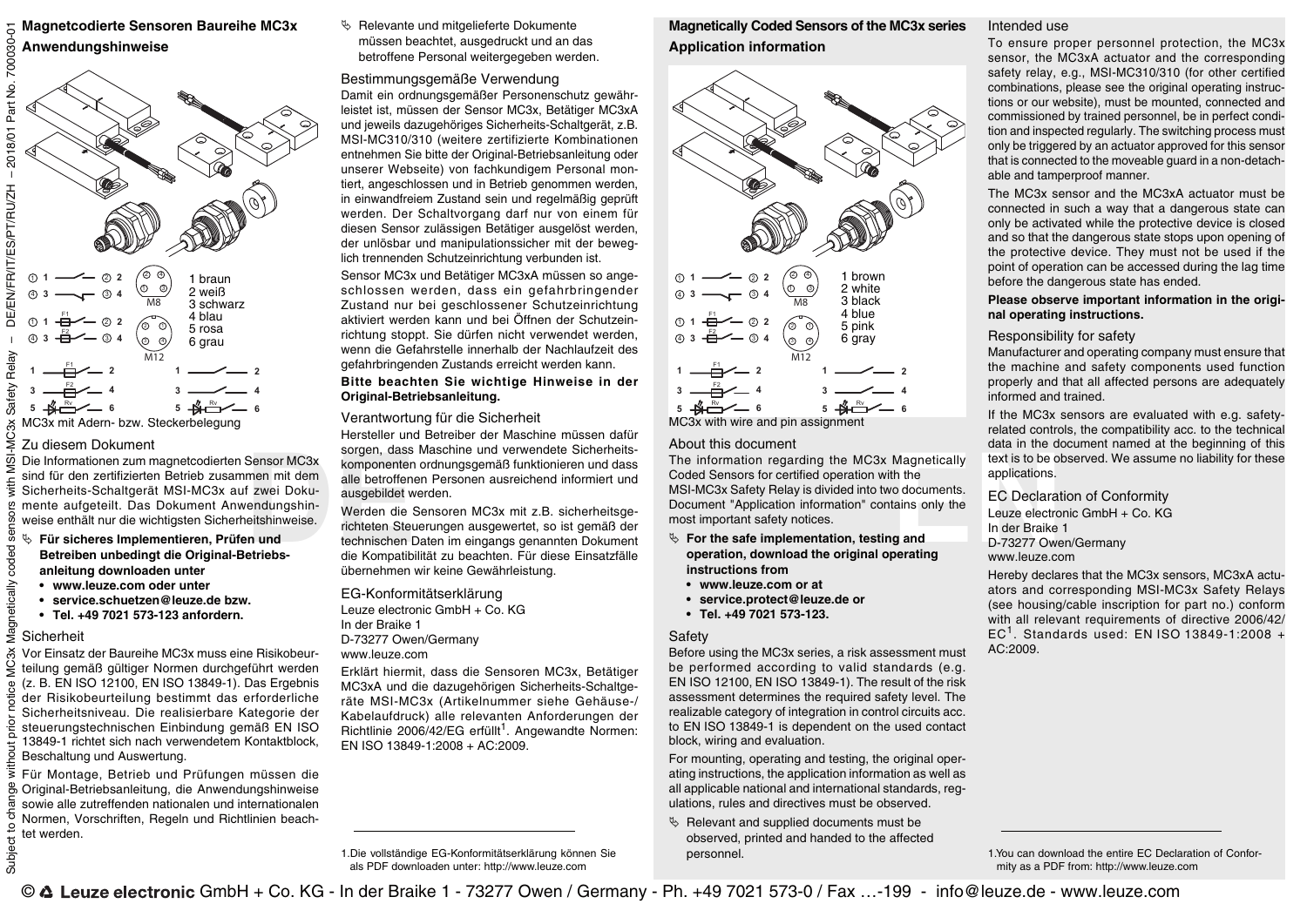# Magnetcodierte Sensoren Baureihe MC3x

## Anwendungshinweise

1 braun
2 weiß
3 schwarz
4 blau
5 rosa
6 grau

M8

M12

MC3x mit Adern- bzw. Steckerbelegung

### Zu diesem Dokument

Die Informationen zum magnetcodierten Sensor MC3x sind für den zertifizierten Betrieb zusammen mit dem Sicherheits-Schaltgerät MSI-MC3x auf zwei Dokumente aufgeteilt. Das Dokument Anwendungshinweise enthält nur die wichtigsten Sicherheitshinweise.

✎ **Für sicheres Implementieren, Prüfen und Betreiben unbedingt die Original-Betriebsanleitung downloaden unter**
- **www.leuze.com oder unter**
- **service.schuetzen@leuze.de bzw.**
- **Tel. +49 7021 573-123 anfordern.**

### Sicherheit

Vor Einsatz der Baureihe MC3x muss eine Risikobeurteilung gemäß gültiger Normen durchgeführt werden (z. B. EN ISO 12100, EN ISO 13849-1). Das Ergebnis der Risikobeurteilung bestimmt das erforderliche Sicherheitsniveau. Die realisierbare Kategorie der steuerungstechnischen Einbindung gemäß EN ISO 13849-1 richtet sich nach verwendetem Kontaktblock, Beschaltung und Auswertung.

Für Montage, Betrieb und Prüfungen müssen die Original-Betriebsanleitung, die Anwendungshinweise sowie alle zutreffenden nationalen und internationalen Normen, Vorschriften, Regeln und Richtlinien beachtet werden.

✎ Relevante und mitgelieferte Dokumente müssen beachtet, ausgedruckt und an das betroffene Personal weitergegeben werden.

### Bestimmungsgemäße Verwendung

Damit ein ordnungsgemäßer Personenschutz gewährleistet ist, müssen der Sensor MC3x, Betätiger MC3xA und jeweils dazugehöriges Sicherheits-Schaltgerät, z.B. MSI-MC310/310 (weitere zertifizierte Kombinationen entnehmen Sie bitte der Original-Betriebsanleitung oder unserer Webseite) von fachkundigem Personal montiert, angeschlossen und in Betrieb genommen werden, in einwandfreiem Zustand sein und regelmäßig geprüft werden. Der Schaltvorgang darf nur von einem für diesen Sensor zulässigen Betätiger ausgelöst werden, der unlösbar und manipulationssicher mit der beweglich trennenden Schutzeinrichtung verbunden ist.

Sensor MC3x und Betätiger MC3xA müssen so angeschlossen werden, dass ein gefahrbringender Zustand nur bei geschlossener Schutzeinrichtung aktiviert werden kann und bei Öffnen der Schutzeinrichtung stoppt. Sie dürfen nicht verwendet werden, wenn die Gefahrstelle innerhalb der Nachlaufzeit des gefahrbringenden Zustands erreicht werden kann.

**Bitte beachten Sie wichtige Hinweise in der Original-Betriebsanleitung.**

### Verantwortung für die Sicherheit

Hersteller und Betreiber der Maschine müssen dafür sorgen, dass Maschine und verwendete Sicherheitskomponenten ordnungsgemäß funktionieren und dass alle betroffenen Personen ausreichend informiert und ausgebildet werden.

Werden die Sensoren MC3x mit z.B. sicherheitsgerichteten Steuerungen ausgewertet, so ist gemäß der technischen Daten im eingangs genannten Dokument die Kompatibilität zu beachten. Für diese Einsatzfälle übernehmen wir keine Gewährleistung.

### EG-Konformitätserklärung

Leuze electronic GmbH + Co. KG
In der Braike 1
D-73277 Owen/Germany
www.leuze.com

Erklärt hiermit, dass die Sensoren MC3x, Betätiger MC3xA und die dazugehörigen Sicherheits-Schaltgeräte MSI-MC3x (Artikelnummer siehe Gehäuse-/Kabelaufdruck) alle relevanten Anforderungen der Richtlinie 2006/42/EG erfüllt[1]. Angewandte Normen: EN ISO 13849-1:2008 + AC:2009.

1.Die vollständige EG-Konformitätserklärung können Sie als PDF downloaden unter: http://www.leuze.com

# Magnetically Coded Sensors of the MC3x series

## Application information

1 brown
2 white
3 black
4 blue
5 pink
6 gray

M8

M12

MC3x with wire and pin assignment

### About this document

The information regarding the MC3x Magnetically Coded Sensors for certified operation with the MSI-MC3x Safety Relay is divided into two documents. Document "Application information" contains only the most important safety notices.

✎ **For the safe implementation, testing and operation, download the original operating instructions from**
- **www.leuze.com or at**
- **service.protect@leuze.de or**
- **Tel. +49 7021 573-123.**

### Safety

Before using the MC3x series, a risk assessment must be performed according to valid standards (e.g. EN ISO 12100, EN ISO 13849-1). The result of the risk assessment determines the required safety level. The realizable category of integration in control circuits acc. to EN ISO 13849-1 is dependent on the used contact block, wiring and evaluation.

For mounting, operating and testing, the original operating instructions, the application information as well as all applicable national and international standards, regulations, rules and directives must be observed.

✎ Relevant and supplied documents must be observed, printed and handed to the affected personnel.

### Intended use

To ensure proper personnel protection, the MC3x sensor, the MC3xA actuator and the corresponding safety relay, e.g., MSI-MC310/310 (for other certified combinations, please see the original operating instructions or our website), must be mounted, connected and commissioned by trained personnel, be in perfect condition and inspected regularly. The switching process must only be triggered by an actuator approved for this sensor that is connected to the moveable guard in a non-detachable and tamperproof manner.

The MC3x sensor and the MC3xA actuator must be connected in such a way that a dangerous state can only be activated while the protective device is closed and so that the dangerous state stops upon opening of the protective device. They must not be used if the point of operation can be accessed during the lag time before the dangerous state has ended.

**Please observe important information in the original operating instructions.**

### Responsibility for safety

Manufacturer and operating company must ensure that the machine and safety components used function properly and that all affected persons are adequately informed and trained.

If the MC3x sensors are evaluated with e.g. safety-related controls, the compatibility acc. to the technical data in the document named at the beginning of this text is to be observed. We assume no liability for these applications.

### EC Declaration of Conformity

Leuze electronic GmbH + Co. KG
In der Braike 1
D-73277 Owen/Germany
www.leuze.com

Hereby declares that the MC3x sensors, MC3xA actuators and corresponding MSI-MC3x Safety Relays (see housing/cable inscription for part no.) conform with all relevant requirements of directive 2006/42/EC[1]. Standards used: EN ISO 13849-1:2008 + AC:2009.

1.You can download the entire EC Declaration of Conformity as a PDF from: http://www.leuze.com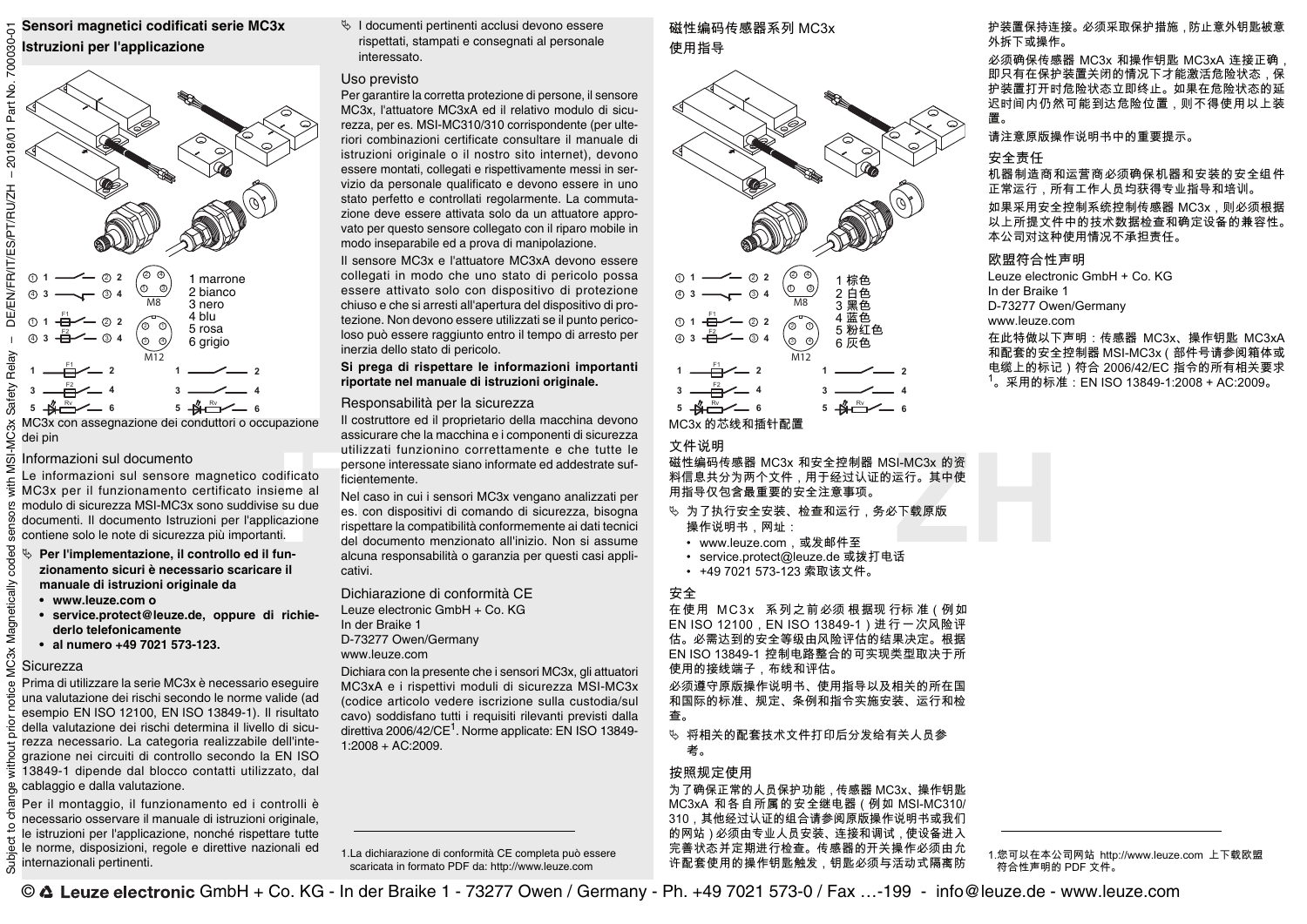# Sensori magnetici codificati serie MC3x

## Istruzioni per l'applicazione

1 marrone
2 bianco
3 nero
4 blu
5 rosa
6 grigio

MC3x con assegnazione dei conduttori o occupazione dei pin

## Informazioni sul documento

Le informazioni sul sensore magnetico codificato MC3x per il funzionamento certificato insieme al modulo di sicurezza MSI-MC3x sono suddivise su due documenti. Il documento Istruzioni per l'applicazione contiene solo le note di sicurezza più importanti.

**Per l'implementazione, il controllo ed il funzionamento sicuri è necessario scaricare il manuale di istruzioni originale da**

- **www.leuze.com o**
- **service.protect@leuze.de, oppure di richiederlo telefonicamente**
- **al numero +49 7021 573-123.**

## Sicurezza

Prima di utilizzare la serie MC3x è necessario eseguire una valutazione dei rischi secondo le norme valide (ad esempio EN ISO 12100, EN ISO 13849-1). Il risultato della valutazione dei rischi determina il livello di sicurezza necessario. La categoria realizzabile dell'integrazione nei circuiti di controllo secondo la EN ISO 13849-1 dipende dal blocco contatti utilizzato, dal cablaggio e dalla valutazione.

Per il montaggio, il funzionamento ed i controlli è necessario osservare il manuale di istruzioni originale, le istruzioni per l'applicazione, nonché rispettare tutte le norme, disposizioni, regole e direttive nazionali ed internazionali pertinenti.

I documenti pertinenti acclusi devono essere rispettati, stampati e consegnati al personale interessato.

## Uso previsto

Per garantire la corretta protezione di persone, il sensore MC3x, l'attuatore MC3xA ed il relativo modulo di sicurezza, per es. MSI-MC310/310 corrispondente (per ulteriori combinazioni certificate consultare il manuale di istruzioni originale o il nostro sito internet), devono essere montati, collegati e rispettivamente messi in servizio da personale qualificato e devono essere in uno stato perfetto e controllati regolarmente. La commutazione deve essere attivata solo da un attuatore approvato per questo sensore collegato con il riparo mobile in modo inseparabile ed a prova di manipolazione.

Il sensore MC3x e l'attuatore MC3xA devono essere collegati in modo che uno stato di pericolo possa essere attivato solo con dispositivo di protezione chiuso e che si arresti all'apertura del dispositivo di protezione. Non devono essere utilizzati se il punto pericoloso può essere raggiunto entro il tempo di arresto per inerzia dello stato di pericolo.

**Si prega di rispettare le informazioni importanti riportate nel manuale di istruzioni originale.**

## Responsabilità per la sicurezza

Il costruttore ed il proprietario della macchina devono assicurare che la macchina e i componenti di sicurezza utilizzati funzionino correttamente e che tutte le persone interessate siano informate ed addestrate sufficientemente.

Nel caso in cui i sensori MC3x vengano analizzati per es. con dispositivi di comando di sicurezza, bisogna rispettare la compatibilità conformemente ai dati tecnici del documento menzionato all'inizio. Non si assume alcuna responsabilità o garanzia per questi casi applicativi.

## Dichiarazione di conformità CE

Leuze electronic GmbH + Co. KG
In der Braike 1
D-73277 Owen/Germany
www.leuze.com

Dichiara con la presente che i sensori MC3x, gli attuatori MC3xA e i rispettivi moduli di sicurezza MSI-MC3x (codice articolo vedere iscrizione sulla custodia/sul cavo) soddisfano tutti i requisiti rilevanti previsti dalla direttiva 2006/42/CE[1]. Norme applicate: EN ISO 13849-1:2008 + AC:2009.

1.La dichiarazione di conformità CE completa può essere scaricata in formato PDF da: http://www.leuze.com

# 磁性编码传感器系列 MC3x

## 使用指导

1 棕色
2 白色
3 黑色
4 蓝色
5 粉红色
6 灰色

MC3x 的芯线和插针配置

## 文件说明

磁性编码传感器 MC3x 和安全控制器 MSI-MC3x 的资料信息共分为两个文件，用于经过认证的运行。其中使用指导仅包含最重要的安全注意事项。

为了执行安全安装、检查和运行，务必下载原版操作说明书，网址：

- www.leuze.com，或发邮件至
- service.protect@leuze.de 或拨打电话
- +49 7021 573-123 索取该文件。

## 安全

在使用 MC3x 系列之前必须根据现行标准（例如 EN ISO 12100，EN ISO 13849-1）进行一次风险评估。必需达到的安全等级由风险评估的结果决定。根据 EN ISO 13849-1 控制电路整合的可实现类型取决于所使用的接线端子，布线和评估。

必须遵守原版操作说明书、使用指导以及相关的所在国和国际的标准、规定、条例和指令实施安装、运行和检查。

将相关的配套技术文件打印后分发给有关人员参考。

## 按照规定使用

为了确保正常的人员保护功能，传感器 MC3x、操作钥匙 MC3xA 和各自所属的安全继电器（例如 MSI-MC310/310，其他经过认证的组合请参阅原版操作说明书或我们的网站）必须由专业人员安装、连接和调试，使设备进入完善状态并定期进行检查。传感器的开关操作必须由允许配套使用的操作钥匙触发，钥匙必须与活动式隔离防护装置保持连接。必须采取保护措施，防止意外钥匙被意外拆下或操作。

必须确保传感器 MC3x 和操作钥匙 MC3xA 连接正确，即只有在保护装置关闭的情况下才能激活危险状态，保护装置打开时危险状态立即终止。如果在危险状态的延迟时间内仍然可能到达危险位置，则不得使用以上装置。

请注意原版操作说明书中的重要提示。

## 安全责任

机器制造商和运营商必须确保机器和安装的安全组件正常运行，所有工作人员均获得专业指导和培训。

如果采用安全控制系统控制传感器 MC3x，则必须根据以上所提文件中的技术数据检查和确定设备的兼容性。本公司对这种使用情况不承担责任。

## 欧盟符合性声明

Leuze electronic GmbH + Co. KG
In der Braike 1
D-73277 Owen/Germany
www.leuze.com

在此特做以下声明：传感器 MC3x、操作钥匙 MC3xA 和配套的安全控制器 MSI-MC3x（部件号请参阅箱体或电缆上的标记）符合 2006/42/EC 指令的所有相关要求[1]。采用的标准：EN ISO 13849-1:2008 + AC:2009。

1.您可以在本公司网站 http://www.leuze.com 上下载欧盟符合性声明的 PDF 文件。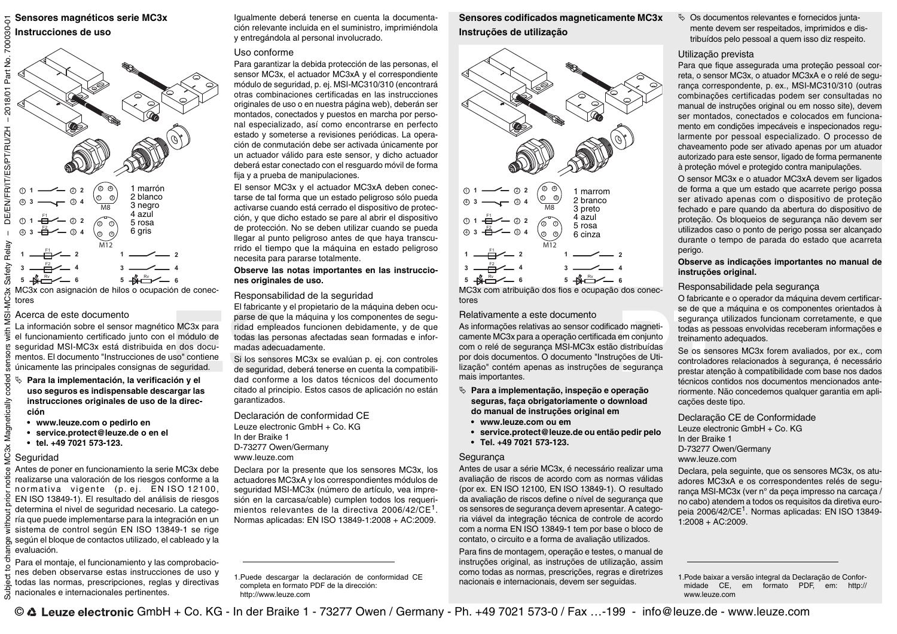# Sensores magnéticos serie MC3x

## Instrucciones de uso

1 marrón
2 blanco
3 negro
4 azul
5 rosa
6 gris

MC3x con asignación de hilos o ocupación de conectores

### Acerca de este documento

La información sobre el sensor magnético MC3x para el funcionamiento certificado junto con el módulo de seguridad MSI-MC3x está distribuida en dos documentos. El documento "Instrucciones de uso" contiene únicamente las principales consignas de seguridad.

↳ **Para la implementación, la verificación y el uso seguros es indispensable descargar las instrucciones originales de uso de la dirección**

- **www.leuze.com o pedirlo en**
- **service.protect@leuze.de o en el**
- **tel. +49 7021 573-123.**

### Seguridad

Antes de poner en funcionamiento la serie MC3x debe realizarse una valoración de los riesgos conforme a la normativa vigente (p. ej. EN ISO 12100, EN ISO 13849-1). El resultado del análisis de riesgos determina el nivel de seguridad necesario. La categoría que puede implementarse para la integración en un sistema de control según EN ISO 13849-1 se rige según el bloque de contactos utilizado, el cableado y la evaluación.

Para el montaje, el funcionamiento y las comprobaciones deben observarse estas instrucciones de uso y todas las normas, prescripciones, reglas y directivas nacionales e internacionales pertinentes.

Igualmente deberá tenerse en cuenta la documentación relevante incluida en el suministro, imprimiéndola y entregándola al personal involucrado.

### Uso conforme

Para garantizar la debida protección de las personas, el sensor MC3x, el actuador MC3xA y el correspondiente módulo de seguridad, p. ej. MSI-MC310/310 (encontrará otras combinaciones certificadas en las instrucciones originales de uso o en nuestra página web), deberán ser montados, conectados y puestos en marcha por personal especializado, así como encontrarse en perfecto estado y someterse a revisiones periódicas. La operación de conmutación debe ser activada únicamente por un actuador válido para este sensor, y dicho actuador deberá estar conectado con el resguardo móvil de forma fija y a prueba de manipulaciones.

El sensor MC3x y el actuador MC3xA deben conectarse de tal forma que un estado peligroso sólo pueda activarse cuando está cerrado el dispositivo de protección, y que dicho estado se pare al abrir el dispositivo de protección. No se deben utilizar cuando se pueda llegar al punto peligroso antes de que haya transcurrido el tiempo que la máquina en estado peligroso necesita para pararse totalmente.

**Observe las notas importantes en las instrucciones originales de uso.**

### Responsabilidad de la seguridad

El fabricante y el propietario de la máquina deben ocuparse de que la máquina y los componentes de seguridad empleados funcionen debidamente, y de que todas las personas afectadas sean formadas e informadas adecuadamente.

Si los sensores MC3x se evalúan p. ej. con controles de seguridad, deberá tenerse en cuenta la compatibilidad conforme a los datos técnicos del documento citado al principio. Estos casos de aplicación no están garantizados.

### Declaración de conformidad CE

Leuze electronic GmbH + Co. KG
In der Braike 1
D-73277 Owen/Germany
www.leuze.com

Declara por la presente que los sensores MC3x, los actuadores MC3xA y los correspondientes módulos de seguridad MSI-MC3x (número de artículo, vea impresión en la carcasa/cable) cumplen todos los requerimientos relevantes de la directiva 2006/42/CE[1]. Normas aplicadas: EN ISO 13849-1:2008 + AC:2009.

1. Puede descargar la declaración de conformidad CE completa en formato PDF de la dirección: http://www.leuze.com

# Sensores codificados magneticamente MC3x

## Instruções de utilização

1 marrom
2 branco
3 preto
4 azul
5 rosa
6 cinza

MC3x com atribuição dos fios e ocupação dos conectores

### Relativamente a este documento

As informações relativas ao sensor codificado magneticamente MC3x para a operação certificada em conjunto com o relé de segurança MSI-MC3x estão distribuídas por dois documentos. O documento "Instruções de Utilização" contém apenas as instruções de segurança mais importantes.

↳ **Para a implementação, inspeção e operação seguras, faça obrigatoriamente o download do manual de instruções original em**

- **www.leuze.com ou em**
- **service.protect@leuze.de ou então pedir pelo**
- **Tel. +49 7021 573-123.**

### Segurança

Antes de usar a série MC3x, é necessário realizar uma avaliação de riscos de acordo com as normas válidas (por ex. EN ISO 12100, EN ISO 13849-1). O resultado da avaliação de riscos define o nível de segurança que os sensores de segurança devem apresentar. A categoria viável da integração técnica de controle de acordo com a norma EN ISO 13849-1 tem por base o bloco de contato, o circuito e a forma de avaliação utilizados.

Para fins de montagem, operação e testes, o manual de instruções original, as instruções de utilização, assim como todas as normas, prescrições, regras e diretrizes nacionais e internacionais, devem ser seguidas.

↳ Os documentos relevantes e fornecidos juntamente devem ser respeitados, imprimidos e distribuídos pelo pessoal a quem isso diz respeito.

### Utilização prevista

Para que fique assegurada uma proteção pessoal correta, o sensor MC3x, o atuador MC3xA e o relé de segurança correspondente, p. ex., MSI-MC310/310 (outras combinações certificadas podem ser consultadas no manual de instruções original ou em nosso site), devem ser montados, conectados e colocados em funcionamento em condições impecáveis e inspecionados regularmente por pessoal especializado. O processo de chaveamento pode ser ativado apenas por um atuador autorizado para este sensor, ligado de forma permanente à proteção móvel e protegido contra manipulações.

O sensor MC3x e o atuador MC3xA devem ser ligados de forma a que um estado que acarrete perigo possa ser ativado apenas com o dispositivo de proteção fechado e pare quando da abertura do dispositivo de proteção. Os bloqueios de segurança não devem ser utilizados caso o ponto de perigo possa ser alcançado durante o tempo de parada do estado que acarrete perigo.

**Observe as indicações importantes no manual de instruções original.**

### Responsabilidade pela segurança

O fabricante e o operador da máquina devem certificar-se de que a máquina e os componentes orientados à segurança utilizados funcionam corretamente, e que todas as pessoas envolvidas receberam informações e treinamento adequados.

Se os sensores MC3x forem avaliados, por ex., com controladores relacionados à segurança, é necessário prestar atenção à compatibilidade com base nos dados técnicos contidos nos documentos mencionados anteriormente. Não concedemos qualquer garantia em aplicações deste tipo.

### Declaração CE de Conformidade

Leuze electronic GmbH + Co. KG
In der Braike 1
D-73277 Owen/Germany
www.leuze.com

Declara, pela seguinte, que os sensores MC3x, os atuadores MC3xA e os correspondentes relés de segurança MSI-MC3x (ver nº da peça impresso na carcaça / no cabo) atendem a todos os requisitos da diretiva europeia 2006/42/CE[1]. Normas aplicadas: EN ISO 13849-1:2008 + AC:2009.

1. Pode baixar a versão integral da Declaração de Conformidade CE, em formato PDF, em: http://www.leuze.com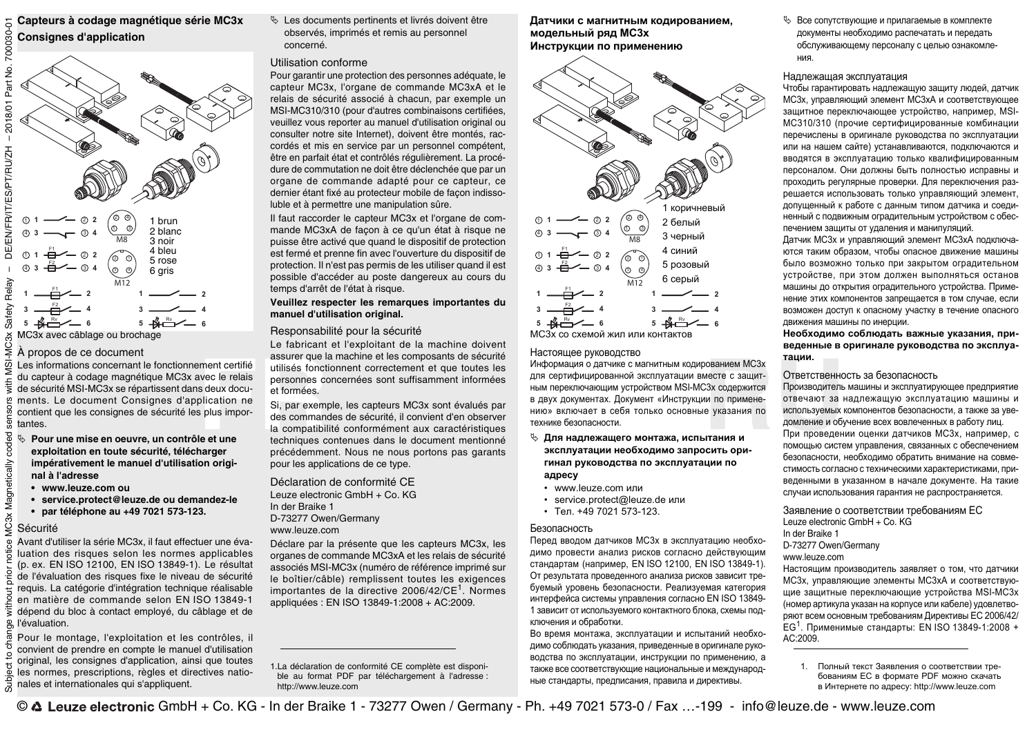# Capteurs à codage magnétique série MC3x

## Consignes d'application

1 brun
2 blanc
3 noir
4 bleu
5 rose
6 gris

M8

M12

MC3x avec câblage ou brochage

### À propos de ce document

Les informations concernant le fonctionnement certifié du capteur à codage magnétique MC3x avec le relais de sécurité MSI-MC3x se répartissent dans deux documents. Le document Consignes d'application ne contient que les consignes de sécurité les plus importantes.

↳ **Pour une mise en oeuvre, un contrôle et une exploitation en toute sécurité, télécharger impérativement le manuel d'utilisation original à l'adresse**

- **www.leuze.com ou**
- **service.protect@leuze.de ou demandez-le**
- **par téléphone au +49 7021 573-123.**

### Sécurité

Avant d'utiliser la série MC3x, il faut effectuer une évaluation des risques selon les normes applicables (p. ex. EN ISO 12100, EN ISO 13849-1). Le résultat de l'évaluation des risques fixe le niveau de sécurité requis. La catégorie d'intégration technique réalisable en matière de commande selon EN ISO 13849-1 dépend du bloc à contact employé, du câblage et de l'évaluation.

Pour le montage, l'exploitation et les contrôles, il convient de prendre en compte le manuel d'utilisation original, les consignes d'application, ainsi que toutes les normes, prescriptions, règles et directives nationales et internationales qui s'appliquent.

↳ Les documents pertinents et livrés doivent être observés, imprimés et remis au personnel concerné.

### Utilisation conforme

Pour garantir une protection des personnes adéquate, le capteur MC3x, l'organe de commande MC3xA et le relais de sécurité associé à chacun, par exemple un MSI-MC310/310 (pour d'autres combinaisons certifiées, veuillez vous reporter au manuel d'utilisation original ou consulter notre site Internet), doivent être montés, raccordés et mis en service par un personnel compétent, être en parfait état et contrôlés régulièrement. La procédure de commutation ne doit être déclenchée que par un organe de commande adapté pour ce capteur, ce dernier étant fixé au protecteur mobile de façon indissoluble et à permettre une manipulation sûre.

Il faut raccorder le capteur MC3x et l'organe de commande MC3xA de façon à ce qu'un état à risque ne puisse être activé que quand le dispositif de protection est fermé et prenne fin avec l'ouverture du dispositif de protection. Il n'est pas permis de les utiliser quand il est possible d'accéder au poste dangereux au cours du temps d'arrêt de l'état à risque.

**Veuillez respecter les remarques importantes du manuel d'utilisation original.**

### Responsabilité pour la sécurité

Le fabricant et l'exploitant de la machine doivent assurer que la machine et les composants de sécurité utilisés fonctionnent correctement et que toutes les personnes concernées sont suffisamment informées et formées.

Si, par exemple, les capteurs MC3x sont évalués par des commandes de sécurité, il convient d'en observer la compatibilité conformément aux caractéristiques techniques contenues dans le document mentionné précédemment. Nous ne nous portons pas garants pour les applications de ce type.

### Déclaration de conformité CE

Leuze electronic GmbH + Co. KG
In der Braike 1
D-73277 Owen/Germany
www.leuze.com

Déclare par la présente que les capteurs MC3x, les organes de commande MC3xA et les relais de sécurité associés MSI-MC3x (numéro de référence imprimé sur le boîtier/câble) remplissent toutes les exigences importantes de la directive 2006/42/CE[1]. Normes appliquées : EN ISO 13849-1:2008 + AC:2009.

1.La déclaration de conformité CE complète est disponible au format PDF par téléchargement à l'adresse : http://www.leuze.com

# Датчики с магнитным кодированием, модельный ряд MC3x

## Инструкции по применению

1 коричневый
2 белый
3 черный
4 синий
5 розовый
6 серый

M8

M12

MC3x со схемой жил или контактов

### Настоящее руководство

Информация о датчике с магнитным кодированием MC3x для сертифицированной эксплуатации вместе с защитным переключающим устройством MSI-MC3x содержится в двух документах. Документ «Инструкции по применению» включает в себя только основные указания по технике безопасности.

↳ **Для надлежащего монтажа, испытания и эксплуатации необходимо запросить оригинал руководства по эксплуатации по адресу**

- www.leuze.com или
- service.protect@leuze.de или
- Тел. +49 7021 573-123.

### Безопасность

Перед вводом датчиков MC3x в эксплуатацию необходимо провести анализ рисков согласно действующим стандартам (например, EN ISO 12100, EN ISO 13849-1). От результата проведенного анализа рисков зависит требуемый уровень безопасности. Реализуемая категория интерфейса системы управления согласно EN ISO 13849-1 зависит от используемого контактного блока, схемы подключения и обработки.

Во время монтажа, эксплуатации и испытаний необходимо соблюдать указания, приведенные в оригинале руководства по эксплуатации, инструкции по применению, а также все соответствующие национальные и международные стандарты, предписания, правила и директивы.

↳ Все сопутствующие и прилагаемые в комплекте документы необходимо распечатать и передать обслуживающему персоналу с целью ознакомления.

### Надлежащая эксплуатация

Чтобы гарантировать надлежащую защиту людей, датчик MC3x, управляющий элемент MC3xA и соответствующее защитное переключающее устройство, например, MSI-MC310/310 (прочие сертифицированные комбинации перечислены в оригинале руководства по эксплуатации или на нашем сайте) устанавливаются, подключаются и вводятся в эксплуатацию только квалифицированным персоналом. Они должны быть полностью исправны и проходить регулярные проверки. Для переключения разрешается использовать только управляющий элемент, допущенный к работе с данным типом датчика и соединенный с подвижным оградительным устройством с обеспечением защиты от удаления и манипуляций.

Датчик MC3x и управляющий элемент MC3xA подключаются таким образом, чтобы опасное движение машины было возможно только при закрытом оградительном устройстве, при этом должен выполняться останов машины до открытия оградительного устройства. Применение этих компонентов запрещается в том случае, если возможен доступ к опасному участку в течение опасного движения машины по инерции.

**Необходимо соблюдать важные указания, приведенные в оригинале руководства по эксплуатации.**

### Ответственность за безопасность

Производитель машины и эксплуатирующее предприятие отвечают за надлежащую эксплуатацию машины и используемых компонентов безопасности, а также за уведомление и обучение всех вовлеченных в работу лиц.

При проведении оценки датчиков MC3x, например, с помощью систем управления, связанных с обеспечением безопасности, необходимо обратить внимание на совместимость согласно с техническими характеристиками, приведенными в указанном в начале документе. На такие случаи использования гарантия не распространяется.

### Заявление о соответствии требованиям ЕС

Leuze electronic GmbH + Co. KG
In der Braike 1
D-73277 Owen/Germany
www.leuze.com

Настоящим производитель заявляет о том, что датчики MC3x, управляющие элементы MC3xA и соответствующие защитные переключающие устройства MSI-MC3x (номер артикула указан на корпусе или кабеле) удовлетворяют всем основным требованиям Директивы ЕС 2006/42/EG[1]. Применимые стандарты: EN ISO 13849-1:2008 + AC:2009.

1. Полный текст Заявления о соответствии требованиям ЕС в формате PDF можно скачать в Интернете по адресу: http://www.leuze.com